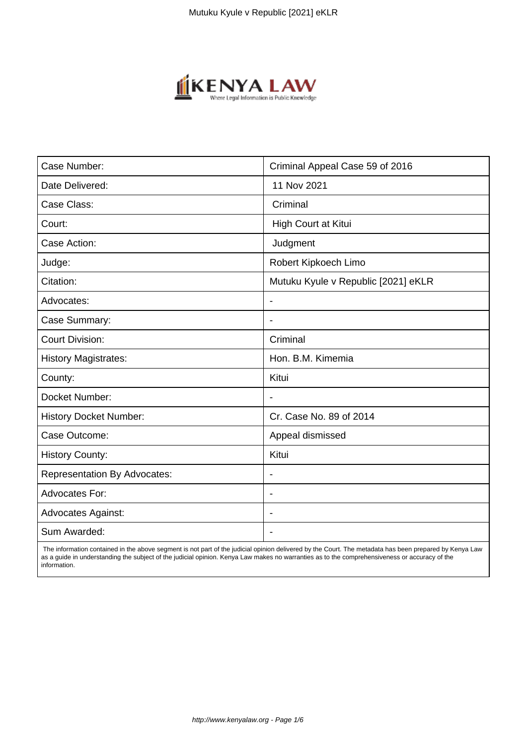| Case Number: | Criminal Appeal Case 59 of 2016 |
| --- | --- |
| Date Delivered: | 11 Nov 2021 |
| Case Class: | Criminal |
| Court: | High Court at Kitui |
| Case Action: | Judgment |
| Judge: | Robert Kipkoech Limo |
| Citation: | Mutuku Kyule v Republic [2021] eKLR |
| Advocates: | - |
| Case Summary: | - |
| Court Division: | Criminal |
| History Magistrates: | Hon. B.M. Kimemia |
| County: | Kitui |
| Docket Number: | - |
| History Docket Number: | Cr. Case No. 89 of 2014 |
| Case Outcome: | Appeal dismissed |
| History County: | Kitui |
| Representation By Advocates: | - |
| Advocates For: | - |
| Advocates Against: | - |
| Sum Awarded: | - |

The information contained in the above segment is not part of the judicial opinion delivered by the Court. The metadata has been prepared by Kenya Law as a guide in understanding the subject of the judicial opinion. Kenya Law makes no warranties as to the comprehensiveness or accuracy of the information.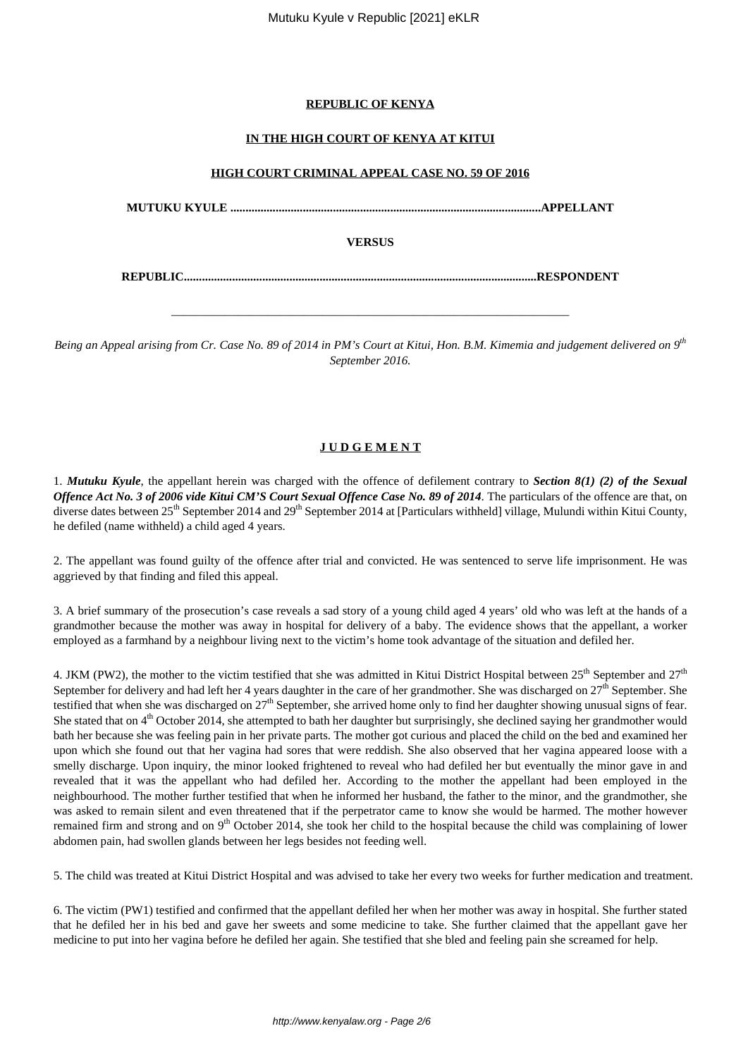**REPUBLIC OF KENYA**

**IN THE HIGH COURT OF KENYA AT KITUI**

**HIGH COURT CRIMINAL APPEAL CASE NO. 59 OF 2016**

**MUTUKU KYULE .......................................................................................................APPELLANT**

**VERSUS**

**REPUBLIC....................................................................................................................RESPONDENT**

---

*Being an Appeal arising from Cr. Case No. 89 of 2014 in PM's Court at Kitui, Hon. B.M. Kimemia and judgement delivered on 9th September 2016.*

**J U D G E M E N T**

1. ***Mutuku Kyule***, the appellant herein was charged with the offence of defilement contrary to ***Section 8(1) (2) of the Sexual Offence Act No. 3 of 2006 vide Kitui CM'S Court Sexual Offence Case No. 89 of 2014***. The particulars of the offence are that, on diverse dates between 25th September 2014 and 29th September 2014 at [Particulars withheld] village, Mulundi within Kitui County, he defiled (name withheld) a child aged 4 years.

2. The appellant was found guilty of the offence after trial and convicted. He was sentenced to serve life imprisonment. He was aggrieved by that finding and filed this appeal.

3. A brief summary of the prosecution's case reveals a sad story of a young child aged 4 years' old who was left at the hands of a grandmother because the mother was away in hospital for delivery of a baby. The evidence shows that the appellant, a worker employed as a farmhand by a neighbour living next to the victim's home took advantage of the situation and defiled her.

4. JKM (PW2), the mother to the victim testified that she was admitted in Kitui District Hospital between 25th September and 27th September for delivery and had left her 4 years daughter in the care of her grandmother. She was discharged on 27th September. She testified that when she was discharged on 27th September, she arrived home only to find her daughter showing unusual signs of fear. She stated that on 4th October 2014, she attempted to bath her daughter but surprisingly, she declined saying her grandmother would bath her because she was feeling pain in her private parts. The mother got curious and placed the child on the bed and examined her upon which she found out that her vagina had sores that were reddish. She also observed that her vagina appeared loose with a smelly discharge. Upon inquiry, the minor looked frightened to reveal who had defiled her but eventually the minor gave in and revealed that it was the appellant who had defiled her. According to the mother the appellant had been employed in the neighbourhood. The mother further testified that when he informed her husband, the father to the minor, and the grandmother, she was asked to remain silent and even threatened that if the perpetrator came to know she would be harmed. The mother however remained firm and strong and on 9th October 2014, she took her child to the hospital because the child was complaining of lower abdomen pain, had swollen glands between her legs besides not feeding well.

5. The child was treated at Kitui District Hospital and was advised to take her every two weeks for further medication and treatment.

6. The victim (PW1) testified and confirmed that the appellant defiled her when her mother was away in hospital. She further stated that he defiled her in his bed and gave her sweets and some medicine to take. She further claimed that the appellant gave her medicine to put into her vagina before he defiled her again. She testified that she bled and feeling pain she screamed for help.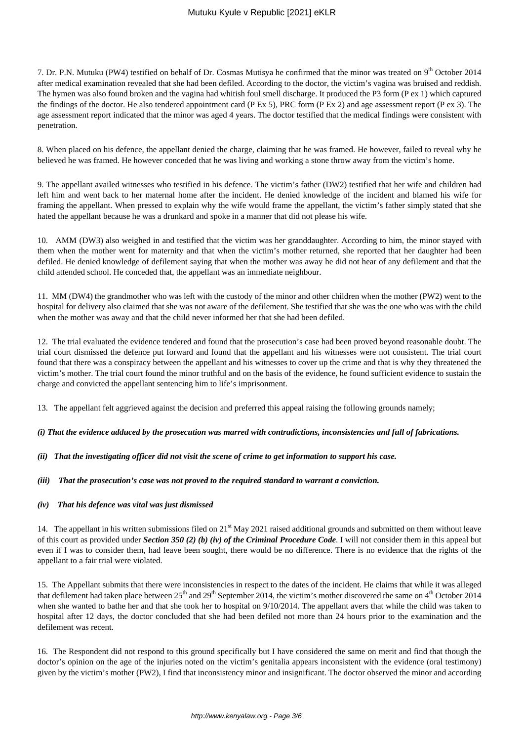7. Dr. P.N. Mutuku (PW4) testified on behalf of Dr. Cosmas Mutisya he confirmed that the minor was treated on 9th October 2014 after medical examination revealed that she had been defiled. According to the doctor, the victim's vagina was bruised and reddish. The hymen was also found broken and the vagina had whitish foul smell discharge. It produced the P3 form (P ex 1) which captured the findings of the doctor. He also tendered appointment card (P Ex 5), PRC form (P Ex 2) and age assessment report (P ex 3). The age assessment report indicated that the minor was aged 4 years. The doctor testified that the medical findings were consistent with penetration.

8. When placed on his defence, the appellant denied the charge, claiming that he was framed. He however, failed to reveal why he believed he was framed. He however conceded that he was living and working a stone throw away from the victim's home.

9. The appellant availed witnesses who testified in his defence. The victim's father (DW2) testified that her wife and children had left him and went back to her maternal home after the incident. He denied knowledge of the incident and blamed his wife for framing the appellant. When pressed to explain why the wife would frame the appellant, the victim's father simply stated that she hated the appellant because he was a drunkard and spoke in a manner that did not please his wife.

10. AMM (DW3) also weighed in and testified that the victim was her granddaughter. According to him, the minor stayed with them when the mother went for maternity and that when the victim's mother returned, she reported that her daughter had been defiled. He denied knowledge of defilement saying that when the mother was away he did not hear of any defilement and that the child attended school. He conceded that, the appellant was an immediate neighbour.

11. MM (DW4) the grandmother who was left with the custody of the minor and other children when the mother (PW2) went to the hospital for delivery also claimed that she was not aware of the defilement. She testified that she was the one who was with the child when the mother was away and that the child never informed her that she had been defiled.

12. The trial evaluated the evidence tendered and found that the prosecution's case had been proved beyond reasonable doubt. The trial court dismissed the defence put forward and found that the appellant and his witnesses were not consistent. The trial court found that there was a conspiracy between the appellant and his witnesses to cover up the crime and that is why they threatened the victim's mother. The trial court found the minor truthful and on the basis of the evidence, he found sufficient evidence to sustain the charge and convicted the appellant sentencing him to life's imprisonment.

13. The appellant felt aggrieved against the decision and preferred this appeal raising the following grounds namely;

***(i) That the evidence adduced by the prosecution was marred with contradictions, inconsistencies and full of fabrications.***

***(ii) That the investigating officer did not visit the scene of crime to get information to support his case.***

***(iii) That the prosecution's case was not proved to the required standard to warrant a conviction.***

***(iv) That his defence was vital was just dismissed***

14. The appellant in his written submissions filed on 21st May 2021 raised additional grounds and submitted on them without leave of this court as provided under ***Section 350 (2) (b) (iv) of the Criminal Procedure Code***. I will not consider them in this appeal but even if I was to consider them, had leave been sought, there would be no difference. There is no evidence that the rights of the appellant to a fair trial were violated.

15. The Appellant submits that there were inconsistencies in respect to the dates of the incident. He claims that while it was alleged that defilement had taken place between 25th and 29th September 2014, the victim's mother discovered the same on 4th October 2014 when she wanted to bathe her and that she took her to hospital on 9/10/2014. The appellant avers that while the child was taken to hospital after 12 days, the doctor concluded that she had been defiled not more than 24 hours prior to the examination and the defilement was recent.

16. The Respondent did not respond to this ground specifically but I have considered the same on merit and find that though the doctor's opinion on the age of the injuries noted on the victim's genitalia appears inconsistent with the evidence (oral testimony) given by the victim's mother (PW2), I find that inconsistency minor and insignificant. The doctor observed the minor and according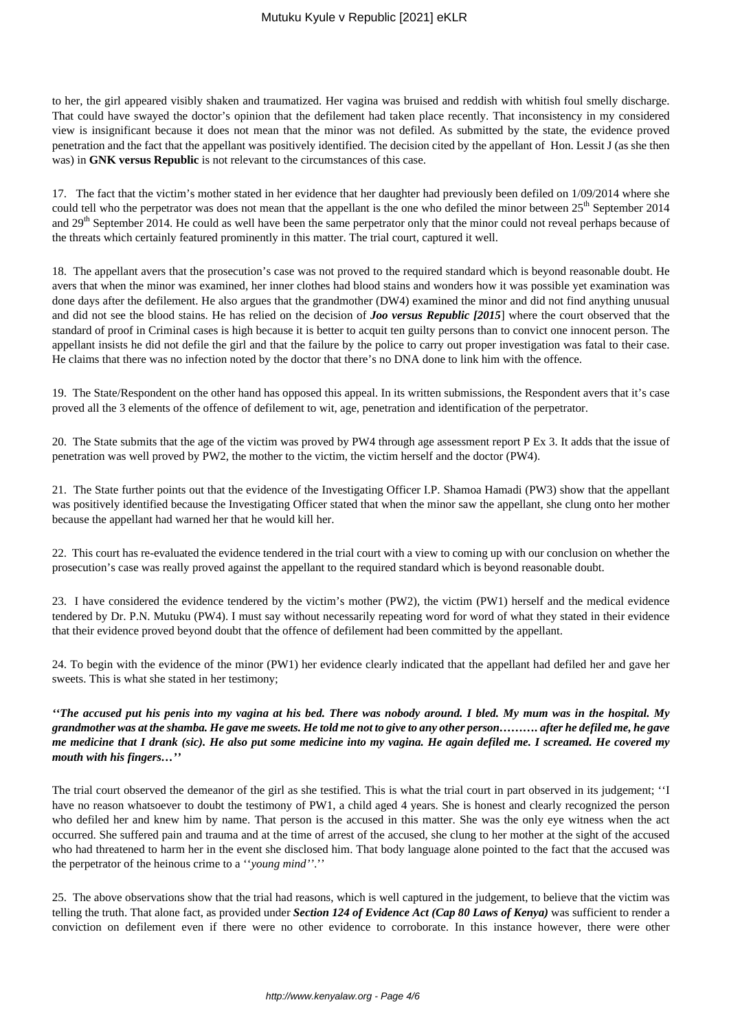to her, the girl appeared visibly shaken and traumatized. Her vagina was bruised and reddish with whitish foul smelly discharge. That could have swayed the doctor's opinion that the defilement had taken place recently. That inconsistency in my considered view is insignificant because it does not mean that the minor was not defiled. As submitted by the state, the evidence proved penetration and the fact that the appellant was positively identified. The decision cited by the appellant of Hon. Lessit J (as she then was) in **GNK versus Republic** is not relevant to the circumstances of this case.

17. The fact that the victim's mother stated in her evidence that her daughter had previously been defiled on 1/09/2014 where she could tell who the perpetrator was does not mean that the appellant is the one who defiled the minor between 25th September 2014 and 29th September 2014. He could as well have been the same perpetrator only that the minor could not reveal perhaps because of the threats which certainly featured prominently in this matter. The trial court, captured it well.

18. The appellant avers that the prosecution's case was not proved to the required standard which is beyond reasonable doubt. He avers that when the minor was examined, her inner clothes had blood stains and wonders how it was possible yet examination was done days after the defilement. He also argues that the grandmother (DW4) examined the minor and did not find anything unusual and did not see the blood stains. He has relied on the decision of ***Joo versus Republic [2015***] where the court observed that the standard of proof in Criminal cases is high because it is better to acquit ten guilty persons than to convict one innocent person. The appellant insists he did not defile the girl and that the failure by the police to carry out proper investigation was fatal to their case. He claims that there was no infection noted by the doctor that there's no DNA done to link him with the offence.

19. The State/Respondent on the other hand has opposed this appeal. In its written submissions, the Respondent avers that it's case proved all the 3 elements of the offence of defilement to wit, age, penetration and identification of the perpetrator.

20. The State submits that the age of the victim was proved by PW4 through age assessment report P Ex 3. It adds that the issue of penetration was well proved by PW2, the mother to the victim, the victim herself and the doctor (PW4).

21. The State further points out that the evidence of the Investigating Officer I.P. Shamoa Hamadi (PW3) show that the appellant was positively identified because the Investigating Officer stated that when the minor saw the appellant, she clung onto her mother because the appellant had warned her that he would kill her.

22. This court has re-evaluated the evidence tendered in the trial court with a view to coming up with our conclusion on whether the prosecution's case was really proved against the appellant to the required standard which is beyond reasonable doubt.

23. I have considered the evidence tendered by the victim's mother (PW2), the victim (PW1) herself and the medical evidence tendered by Dr. P.N. Mutuku (PW4). I must say without necessarily repeating word for word of what they stated in their evidence that their evidence proved beyond doubt that the offence of defilement had been committed by the appellant.

24. To begin with the evidence of the minor (PW1) her evidence clearly indicated that the appellant had defiled her and gave her sweets. This is what she stated in her testimony;

***''The accused put his penis into my vagina at his bed. There was nobody around. I bled. My mum was in the hospital. My grandmother was at the shamba. He gave me sweets. He told me not to give to any other person………. after he defiled me, he gave me medicine that I drank (sic). He also put some medicine into my vagina. He again defiled me. I screamed. He covered my mouth with his fingers…''***

The trial court observed the demeanor of the girl as she testified. This is what the trial court in part observed in its judgement; ''I have no reason whatsoever to doubt the testimony of PW1, a child aged 4 years. She is honest and clearly recognized the person who defiled her and knew him by name. That person is the accused in this matter. She was the only eye witness when the act occurred. She suffered pain and trauma and at the time of arrest of the accused, she clung to her mother at the sight of the accused who had threatened to harm her in the event she disclosed him. That body language alone pointed to the fact that the accused was the perpetrator of the heinous crime to a ''*young mind*''.''

25. The above observations show that the trial had reasons, which is well captured in the judgement, to believe that the victim was telling the truth. That alone fact, as provided under ***Section 124 of Evidence Act (Cap 80 Laws of Kenya)*** was sufficient to render a conviction on defilement even if there were no other evidence to corroborate. In this instance however, there were other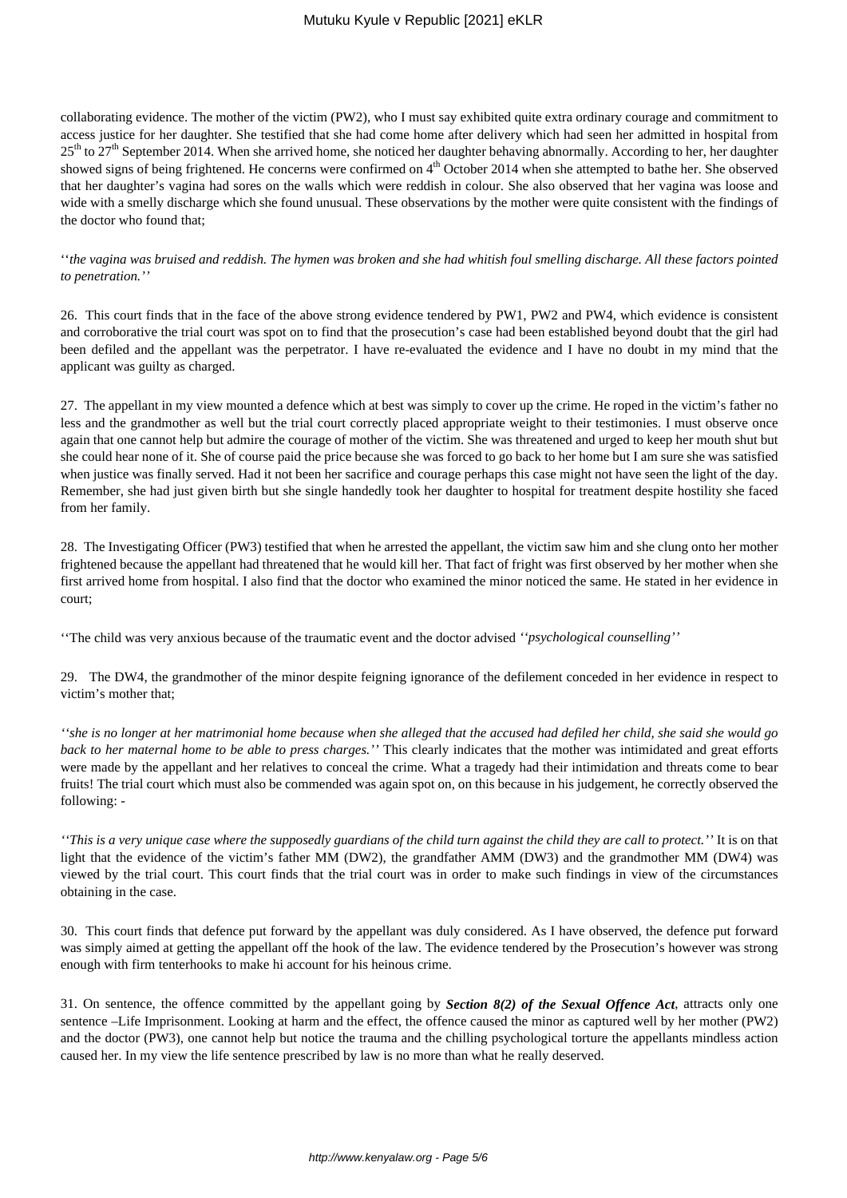collaborating evidence. The mother of the victim (PW2), who I must say exhibited quite extra ordinary courage and commitment to access justice for her daughter. She testified that she had come home after delivery which had seen her admitted in hospital from 25th to 27th September 2014. When she arrived home, she noticed her daughter behaving abnormally. According to her, her daughter showed signs of being frightened. He concerns were confirmed on 4th October 2014 when she attempted to bathe her. She observed that her daughter's vagina had sores on the walls which were reddish in colour. She also observed that her vagina was loose and wide with a smelly discharge which she found unusual. These observations by the mother were quite consistent with the findings of the doctor who found that;

''*the vagina was bruised and reddish. The hymen was broken and she had whitish foul smelling discharge. All these factors pointed to penetration.*''

26. This court finds that in the face of the above strong evidence tendered by PW1, PW2 and PW4, which evidence is consistent and corroborative the trial court was spot on to find that the prosecution's case had been established beyond doubt that the girl had been defiled and the appellant was the perpetrator. I have re-evaluated the evidence and I have no doubt in my mind that the applicant was guilty as charged.

27. The appellant in my view mounted a defence which at best was simply to cover up the crime. He roped in the victim's father no less and the grandmother as well but the trial court correctly placed appropriate weight to their testimonies. I must observe once again that one cannot help but admire the courage of mother of the victim. She was threatened and urged to keep her mouth shut but she could hear none of it. She of course paid the price because she was forced to go back to her home but I am sure she was satisfied when justice was finally served. Had it not been her sacrifice and courage perhaps this case might not have seen the light of the day. Remember, she had just given birth but she single handedly took her daughter to hospital for treatment despite hostility she faced from her family.

28. The Investigating Officer (PW3) testified that when he arrested the appellant, the victim saw him and she clung onto her mother frightened because the appellant had threatened that he would kill her. That fact of fright was first observed by her mother when she first arrived home from hospital. I also find that the doctor who examined the minor noticed the same. He stated in her evidence in court;

''The child was very anxious because of the traumatic event and the doctor advised ''*psychological counselling*''

29. The DW4, the grandmother of the minor despite feigning ignorance of the defilement conceded in her evidence in respect to victim's mother that;

''*she is no longer at her matrimonial home because when she alleged that the accused had defiled her child, she said she would go back to her maternal home to be able to press charges.*'' This clearly indicates that the mother was intimidated and great efforts were made by the appellant and her relatives to conceal the crime. What a tragedy had their intimidation and threats come to bear fruits! The trial court which must also be commended was again spot on, on this because in his judgement, he correctly observed the following: -

''*This is a very unique case where the supposedly guardians of the child turn against the child they are call to protect.*'' It is on that light that the evidence of the victim's father MM (DW2), the grandfather AMM (DW3) and the grandmother MM (DW4) was viewed by the trial court. This court finds that the trial court was in order to make such findings in view of the circumstances obtaining in the case.

30. This court finds that defence put forward by the appellant was duly considered. As I have observed, the defence put forward was simply aimed at getting the appellant off the hook of the law. The evidence tendered by the Prosecution's however was strong enough with firm tenterhooks to make hi account for his heinous crime.

31. On sentence, the offence committed by the appellant going by ***Section 8(2) of the Sexual Offence Act***, attracts only one sentence –Life Imprisonment. Looking at harm and the effect, the offence caused the minor as captured well by her mother (PW2) and the doctor (PW3), one cannot help but notice the trauma and the chilling psychological torture the appellants mindless action caused her. In my view the life sentence prescribed by law is no more than what he really deserved.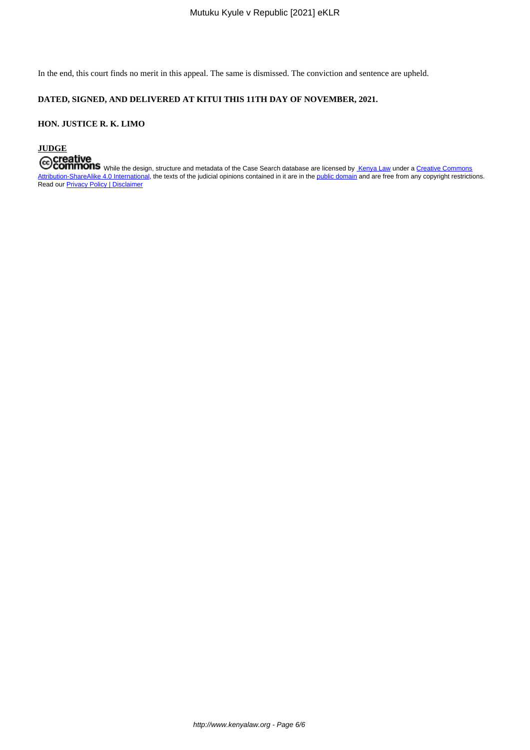In the end, this court finds no merit in this appeal. The same is dismissed. The conviction and sentence are upheld.

**DATED, SIGNED, AND DELIVERED AT KITUI THIS 11TH DAY OF NOVEMBER, 2021.**

**HON. JUSTICE R. K. LIMO**

**JUDGE**

While the design, structure and metadata of the Case Search database are licensed by Kenya Law under a Creative Commons Attribution-ShareAlike 4.0 International, the texts of the judicial opinions contained in it are in the public domain and are free from any copyright restrictions. Read our Privacy Policy | Disclaimer